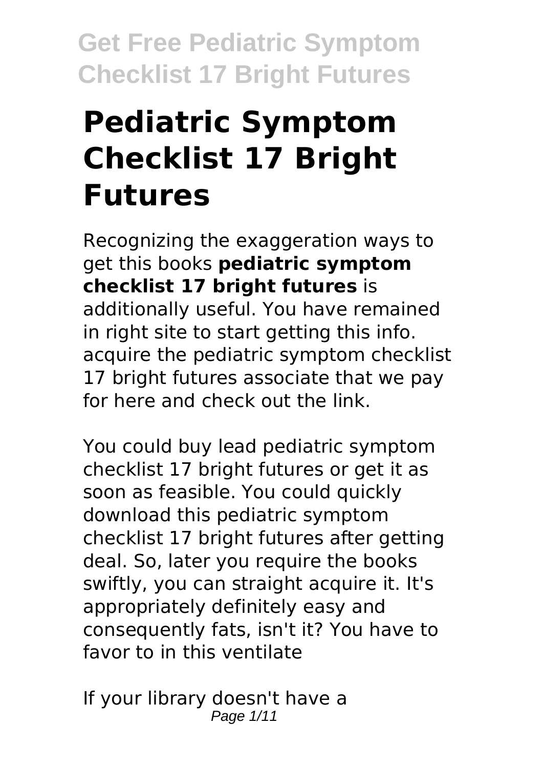# Pediatric Symptom Checklist 17 Bright Futures

Recognizing the exaggeration ways to get this books **pediatric symptom checklist 17 bright futures** is additionally useful. You have remained in right site to start getting this info. acquire the pediatric symptom checklist 17 bright futures associate that we pay for here and check out the link.

You could buy lead pediatric symptom checklist 17 bright futures or get it as soon as feasible. You could quickly download this pediatric symptom checklist 17 bright futures after getting deal. So, later you require the books swiftly, you can straight acquire it. It's appropriately definitely easy and consequently fats, isn't it? You have to favor to in this ventilate

If your library doesn't have a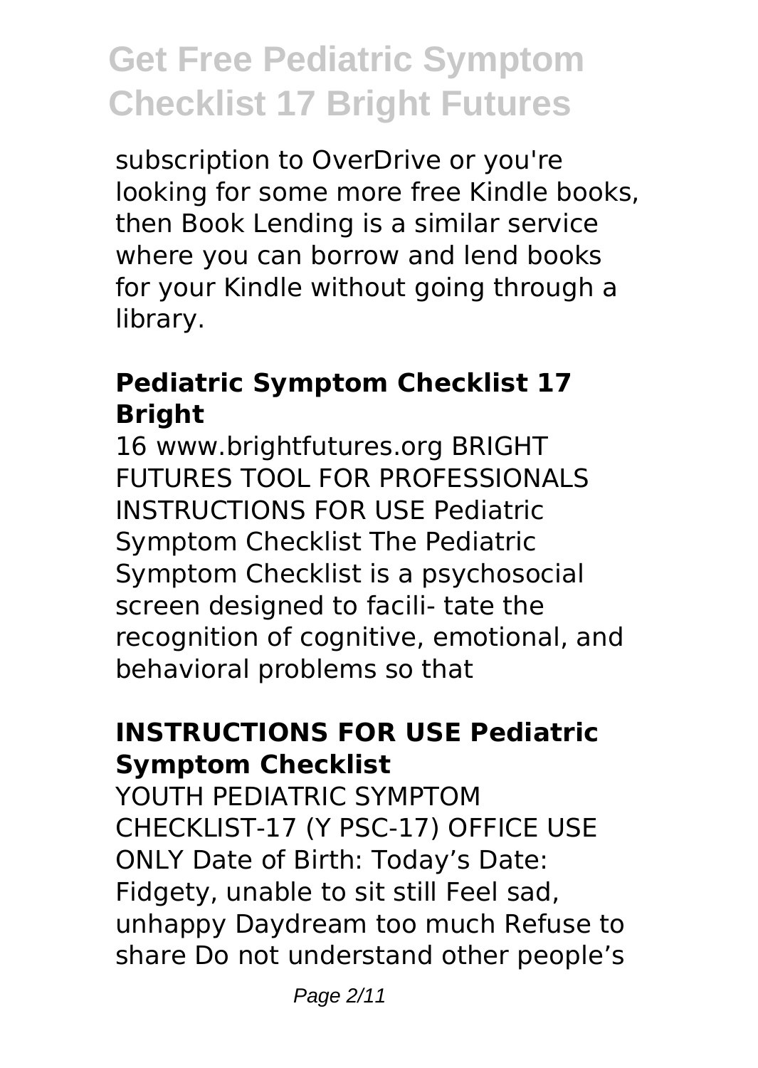subscription to OverDrive or you're looking for some more free Kindle books, then Book Lending is a similar service where you can borrow and lend books for your Kindle without going through a library.

### Pediatric Symptom Checklist 17 Bright

16 www.brightfutures.org BRIGHT FUTURES TOOL FOR PROFESSIONALS INSTRUCTIONS FOR USE Pediatric Symptom Checklist The Pediatric Symptom Checklist is a psychosocial screen designed to facili- tate the recognition of cognitive, emotional, and behavioral problems so that

### INSTRUCTIONS FOR USE Pediatric Symptom Checklist

YOUTH PEDIATRIC SYMPTOM CHECKLIST-17 (Y PSC-17) OFFICE USE ONLY Date of Birth: Today's Date: Fidgety, unable to sit still Feel sad, unhappy Daydream too much Refuse to share Do not understand other people's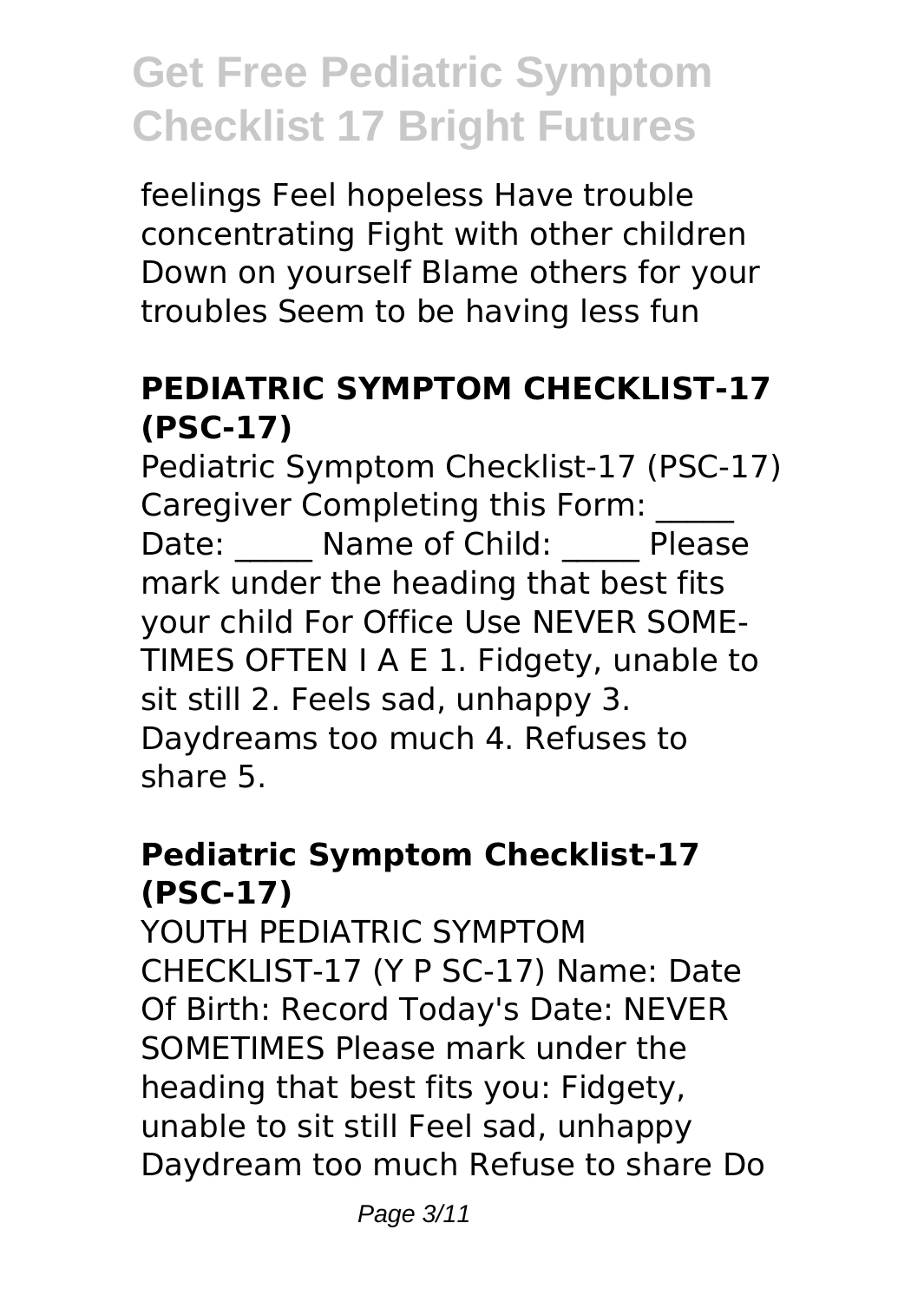feelings Feel hopeless Have trouble concentrating Fight with other children Down on yourself Blame others for your troubles Seem to be having less fun

## PEDIATRIC SYMPTOM CHECKLIST-17 (PSC-17)

Pediatric Symptom Checklist-17 (PSC-17) Caregiver Completing this Form: _____ Date: _____ Name of Child: _____ Please mark under the heading that best fits your child For Office Use NEVER SOME-TIMES OFTEN I A E 1. Fidgety, unable to sit still 2. Feels sad, unhappy 3. Daydreams too much 4. Refuses to share 5.

## Pediatric Symptom Checklist-17 (PSC-17)

YOUTH PEDIATRIC SYMPTOM CHECKLIST-17 (Y P SC-17) Name: Date Of Birth: Record Today's Date: NEVER SOMETIMES Please mark under the heading that best fits you: Fidgety, unable to sit still Feel sad, unhappy Daydream too much Refuse to share Do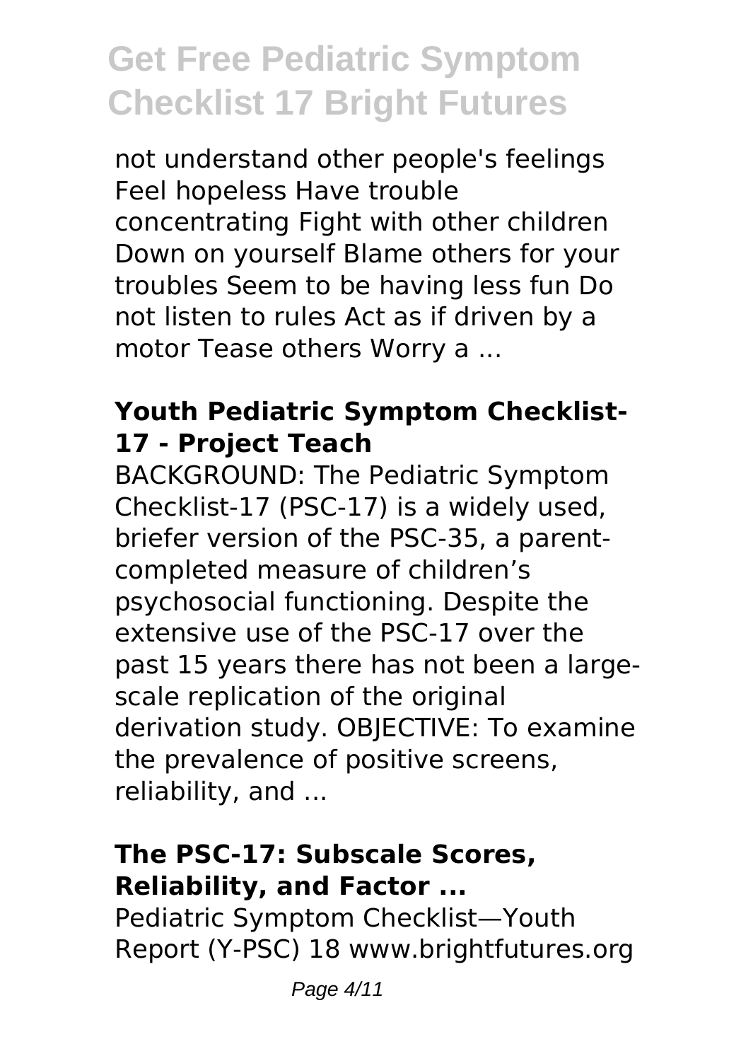not understand other people's feelings Feel hopeless Have trouble concentrating Fight with other children Down on yourself Blame others for your troubles Seem to be having less fun Do not listen to rules Act as if driven by a motor Tease others Worry a ...

### Youth Pediatric Symptom Checklist-17 - Project Teach

BACKGROUND: The Pediatric Symptom Checklist-17 (PSC-17) is a widely used, briefer version of the PSC-35, a parent-completed measure of children's psychosocial functioning. Despite the extensive use of the PSC-17 over the past 15 years there has not been a large-scale replication of the original derivation study. OBJECTIVE: To examine the prevalence of positive screens, reliability, and ...

### The PSC-17: Subscale Scores, Reliability, and Factor ...

Pediatric Symptom Checklist—Youth Report (Y-PSC) 18 www.brightfutures.org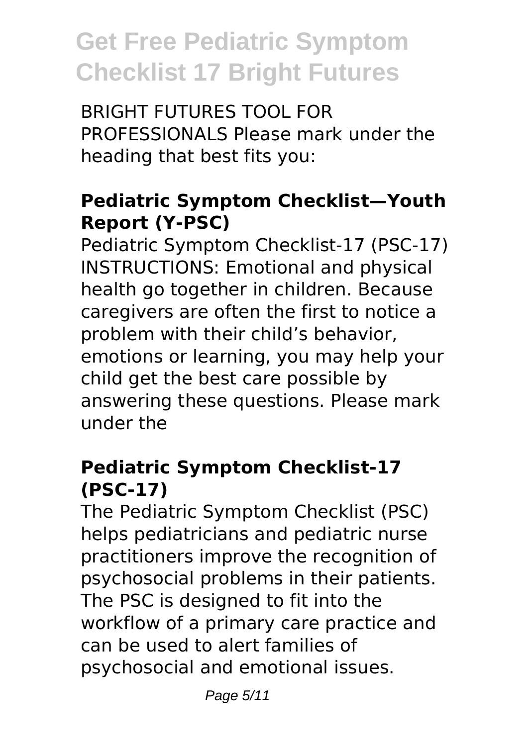BRIGHT FUTURES TOOL FOR PROFESSIONALS Please mark under the heading that best fits you:

### Pediatric Symptom Checklist—Youth Report (Y-PSC)

Pediatric Symptom Checklist-17 (PSC-17) INSTRUCTIONS: Emotional and physical health go together in children. Because caregivers are often the first to notice a problem with their child's behavior, emotions or learning, you may help your child get the best care possible by answering these questions. Please mark under the

### Pediatric Symptom Checklist-17 (PSC-17)

The Pediatric Symptom Checklist (PSC) helps pediatricians and pediatric nurse practitioners improve the recognition of psychosocial problems in their patients. The PSC is designed to fit into the workflow of a primary care practice and can be used to alert families of psychosocial and emotional issues.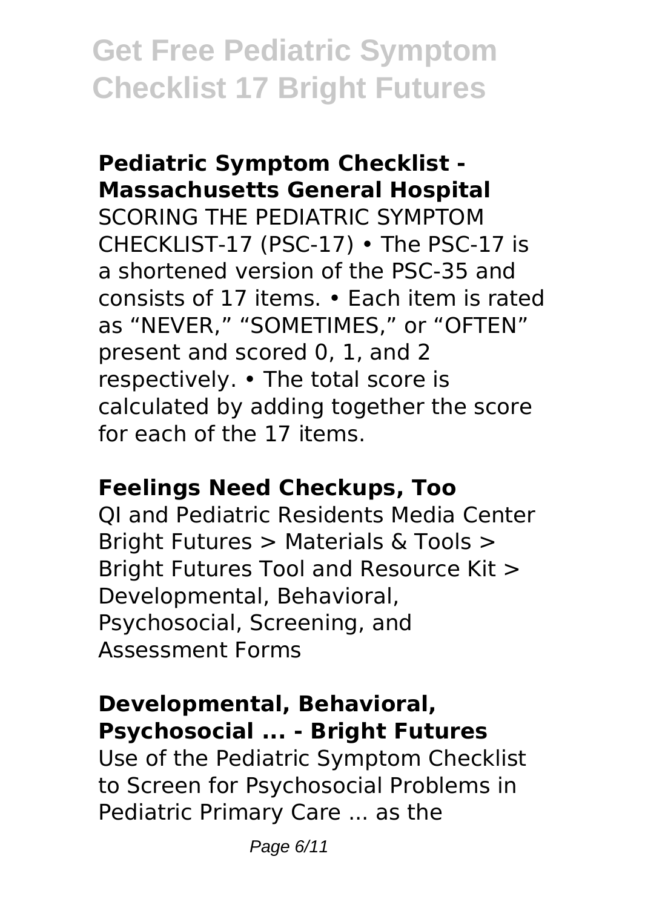### Pediatric Symptom Checklist - Massachusetts General Hospital

SCORING THE PEDIATRIC SYMPTOM CHECKLIST-17 (PSC-17) • The PSC-17 is a shortened version of the PSC-35 and consists of 17 items. • Each item is rated as "NEVER," "SOMETIMES," or "OFTEN" present and scored 0, 1, and 2 respectively. • The total score is calculated by adding together the score for each of the 17 items.

### Feelings Need Checkups, Too

QI and Pediatric Residents Media Center Bright Futures > Materials & Tools > Bright Futures Tool and Resource Kit > Developmental, Behavioral, Psychosocial, Screening, and Assessment Forms

### Developmental, Behavioral, Psychosocial ... - Bright Futures

Use of the Pediatric Symptom Checklist to Screen for Psychosocial Problems in Pediatric Primary Care ... as the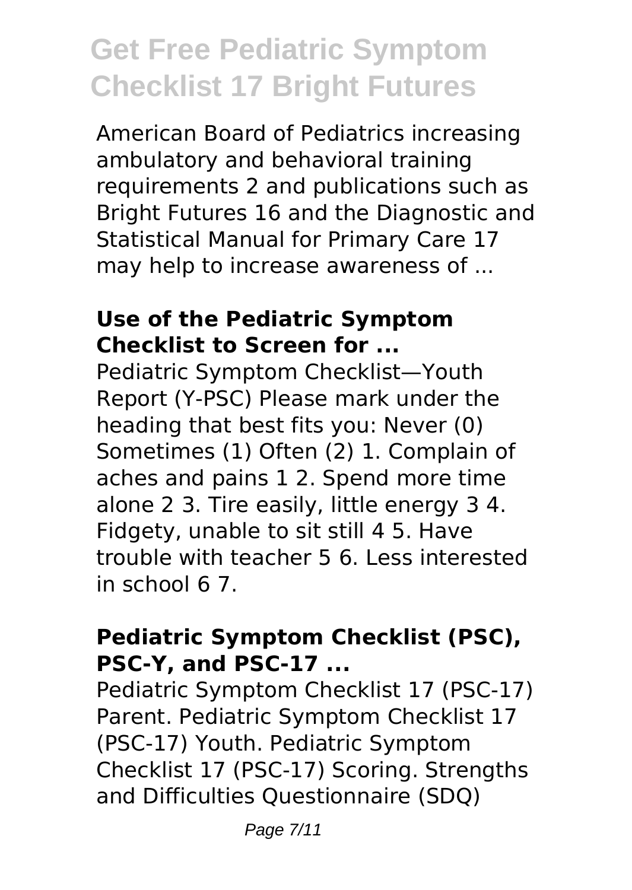American Board of Pediatrics increasing ambulatory and behavioral training requirements 2 and publications such as Bright Futures 16 and the Diagnostic and Statistical Manual for Primary Care 17 may help to increase awareness of ...

### Use of the Pediatric Symptom Checklist to Screen for ...

Pediatric Symptom Checklist—Youth Report (Y-PSC) Please mark under the heading that best fits you: Never (0) Sometimes (1) Often (2) 1. Complain of aches and pains 1 2. Spend more time alone 2 3. Tire easily, little energy 3 4. Fidgety, unable to sit still 4 5. Have trouble with teacher 5 6. Less interested in school 6 7.

### Pediatric Symptom Checklist (PSC), PSC-Y, and PSC-17 ...

Pediatric Symptom Checklist 17 (PSC-17) Parent. Pediatric Symptom Checklist 17 (PSC-17) Youth. Pediatric Symptom Checklist 17 (PSC-17) Scoring. Strengths and Difficulties Questionnaire (SDQ)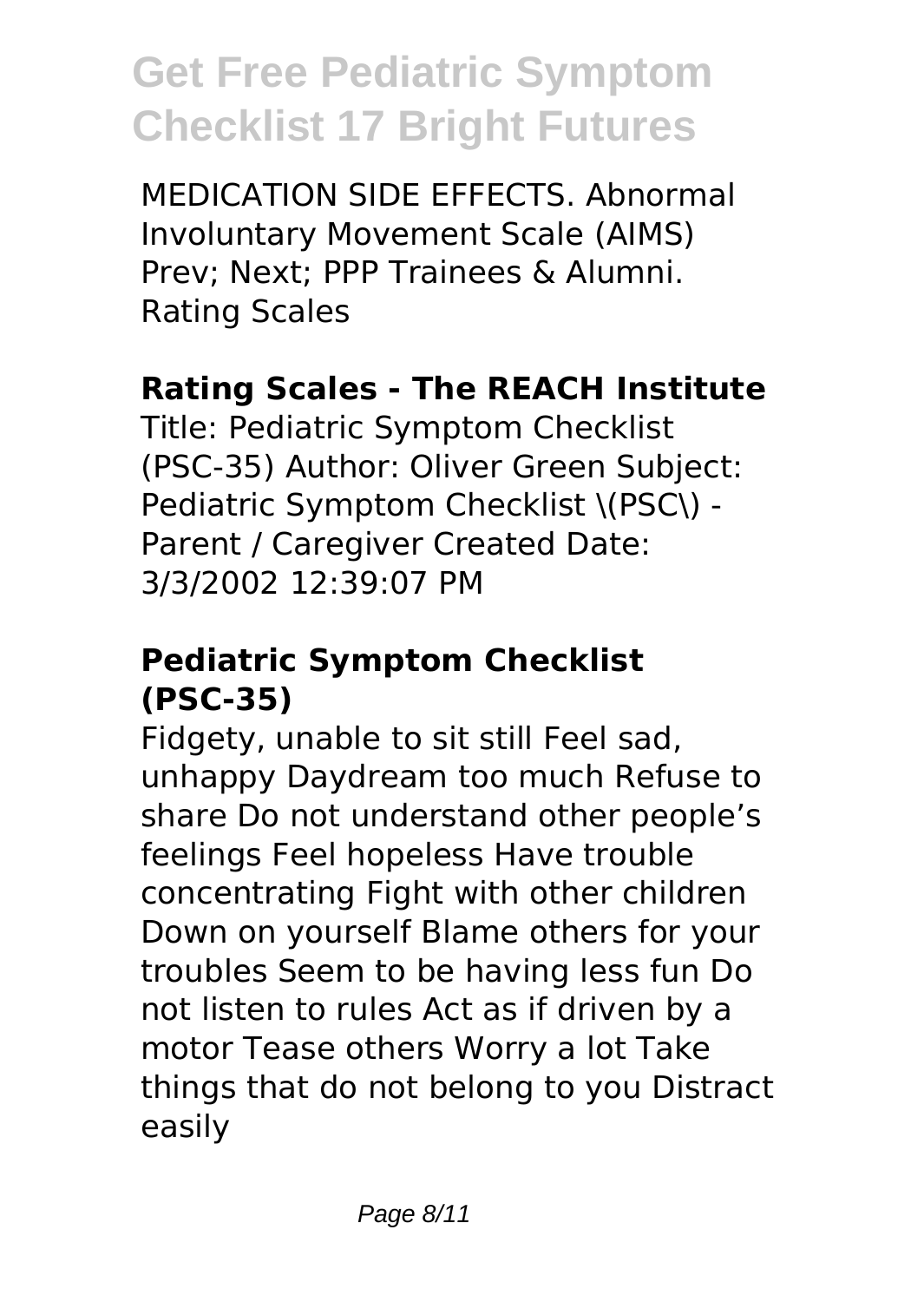MEDICATION SIDE EFFECTS. Abnormal Involuntary Movement Scale (AIMS) Prev; Next; PPP Trainees & Alumni. Rating Scales

## Rating Scales - The REACH Institute

Title: Pediatric Symptom Checklist (PSC-35) Author: Oliver Green Subject: Pediatric Symptom Checklist \(PSC\) - Parent / Caregiver Created Date: 3/3/2002 12:39:07 PM

## Pediatric Symptom Checklist (PSC-35)

Fidgety, unable to sit still Feel sad, unhappy Daydream too much Refuse to share Do not understand other people's feelings Feel hopeless Have trouble concentrating Fight with other children Down on yourself Blame others for your troubles Seem to be having less fun Do not listen to rules Act as if driven by a motor Tease others Worry a lot Take things that do not belong to you Distract easily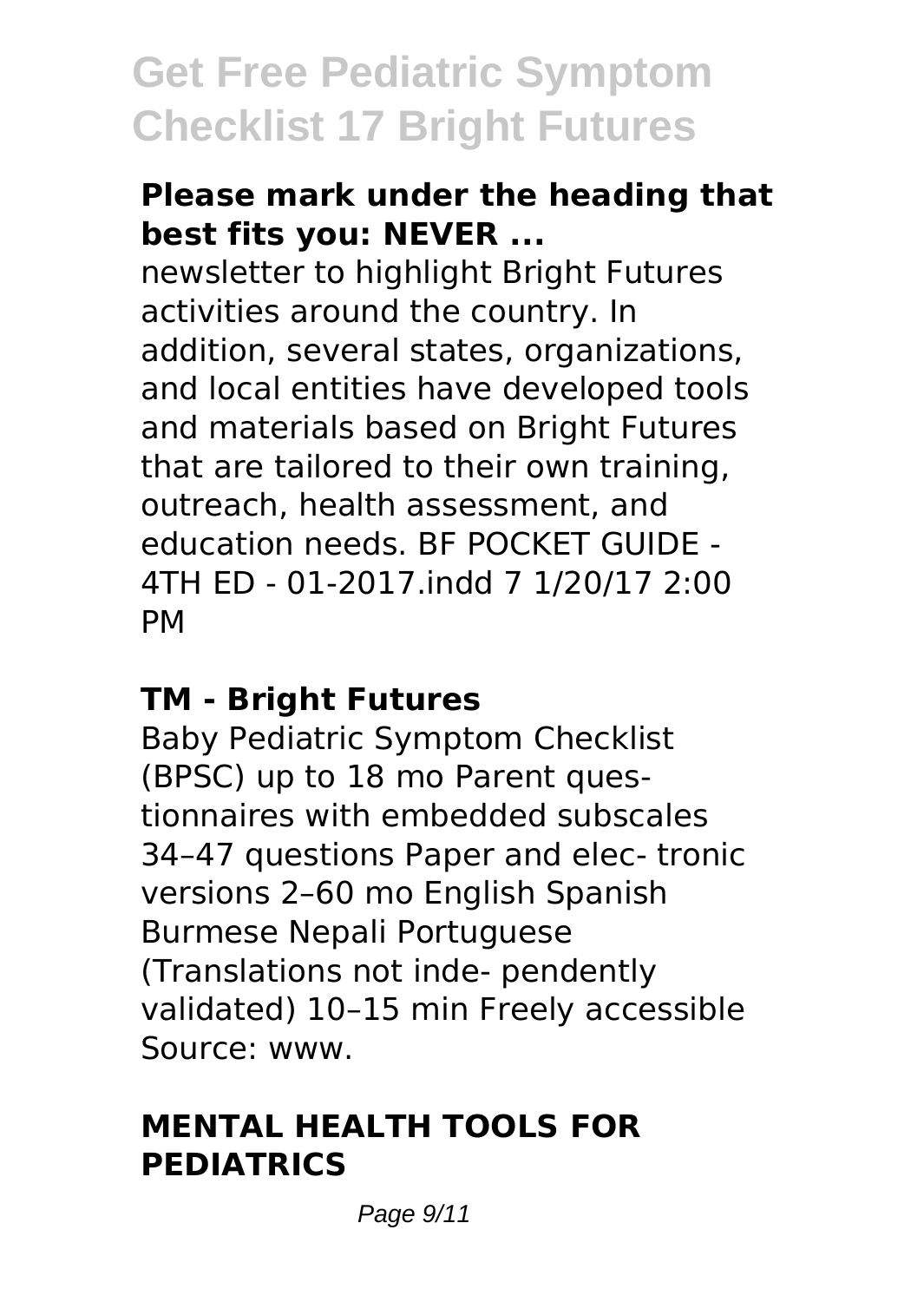**Please mark under the heading that best fits you: NEVER ...**

newsletter to highlight Bright Futures activities around the country. In addition, several states, organizations, and local entities have developed tools and materials based on Bright Futures that are tailored to their own training, outreach, health assessment, and education needs. BF POCKET GUIDE - 4TH ED - 01-2017.indd 7 1/20/17 2:00 PM

**TM - Bright Futures**

Baby Pediatric Symptom Checklist (BPSC) up to 18 mo Parent questionnaires with embedded subscales 34–47 questions Paper and elec- tronic versions 2–60 mo English Spanish Burmese Nepali Portuguese (Translations not inde- pendently validated) 10–15 min Freely accessible Source: www.

**MENTAL HEALTH TOOLS FOR PEDIATRICS**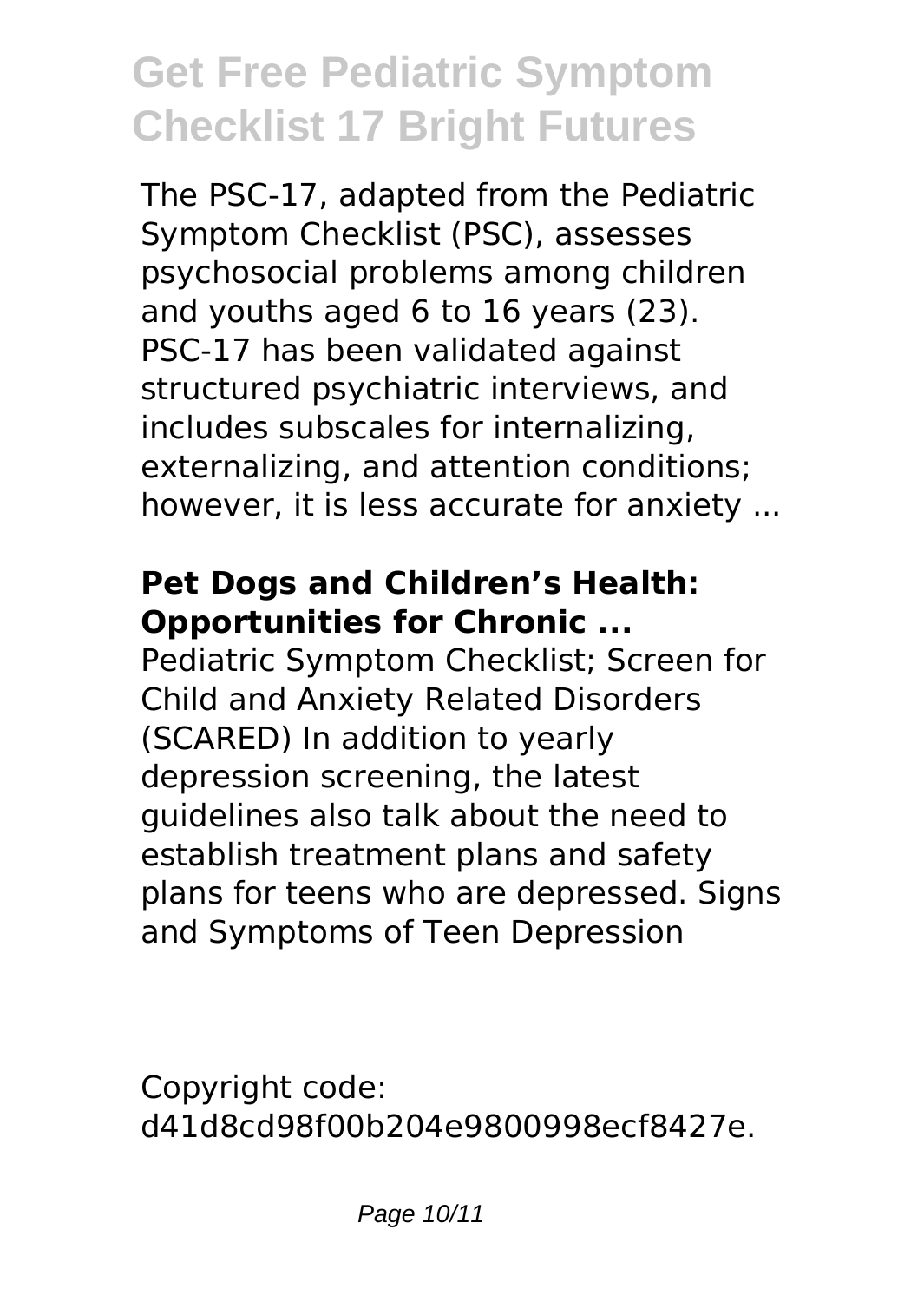The PSC-17, adapted from the Pediatric Symptom Checklist (PSC), assesses psychosocial problems among children and youths aged 6 to 16 years (23). PSC-17 has been validated against structured psychiatric interviews, and includes subscales for internalizing, externalizing, and attention conditions; however, it is less accurate for anxiety ...

**Pet Dogs and Children's Health: Opportunities for Chronic ...**

Pediatric Symptom Checklist; Screen for Child and Anxiety Related Disorders (SCARED) In addition to yearly depression screening, the latest guidelines also talk about the need to establish treatment plans and safety plans for teens who are depressed. Signs and Symptoms of Teen Depression

Copyright code: d41d8cd98f00b204e9800998ecf8427e.